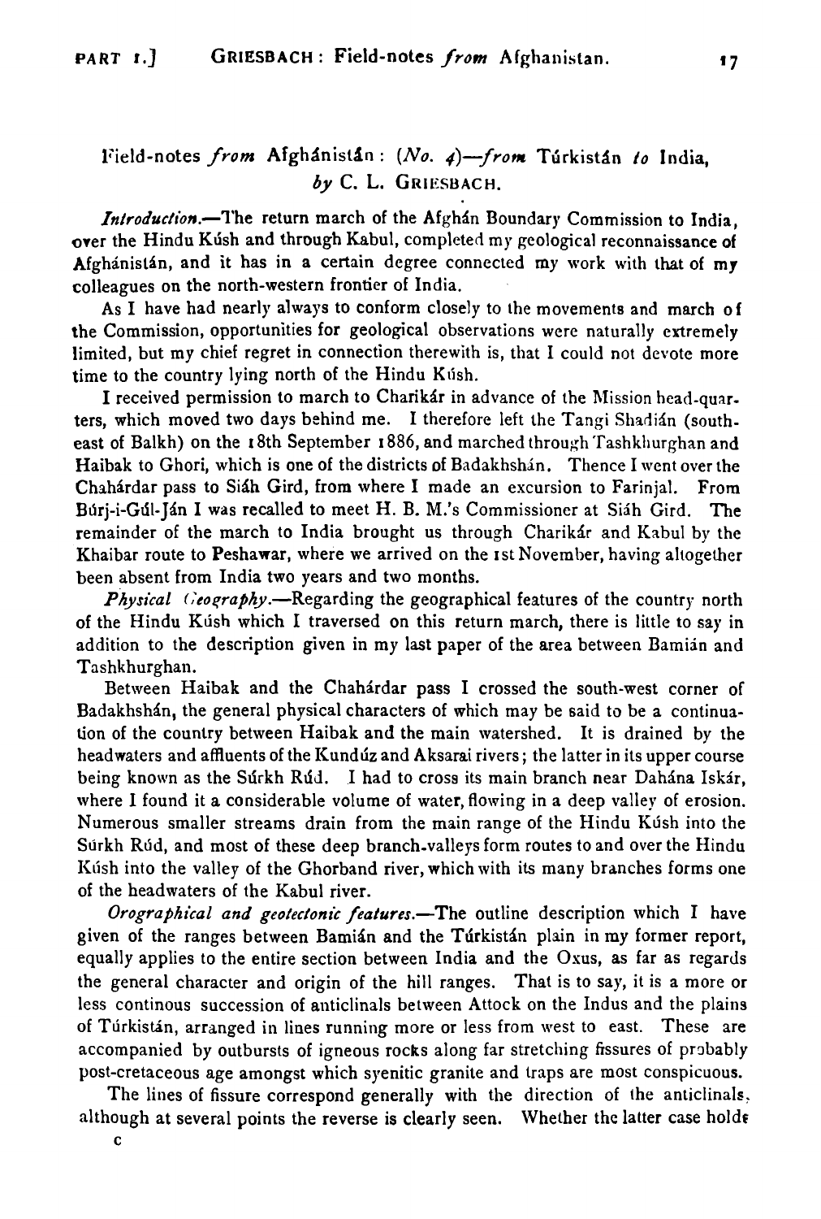## Field-notes *from* Afghánistán: (*No. 4*)—*from* Túrkistán *to* India, *by* C. L. Griesbach.

*Introduction.*—The return march of the Afghán Boundary Commission to India, over the Hindu Kúsh and through Kabul, completed my geological reconnaissance of Afghánistán, and it has in a certain degree connected my work with that of my colleagues on the north-western frontier of India.

As I have had nearly always to conform closely to the movements and march of the Commission, opportunities for geological observations were naturally extremely limited, but my chief regret in connection therewith is, that I could not devote more time to the country lying north of the Hindu Kúsh.

I received permission to march to Charikár in advance of the Mission head-quarters, which moved two days behind me. I therefore left the Tangi Shadián (south-east of Balkh) on the 18th September 1886, and marched through Tashkhurghan and Haibak to Ghori, which is one of the districts of Badakhshán. Thence I went over the Chahárdar pass to Siáh Gird, from where I made an excursion to Farinjal. From Búrj-i-Gúl-Ján I was recalled to meet H. B. M.'s Commissioner at Siáh Gird. The remainder of the march to India brought us through Charikár and Kabul by the Khaibar route to Peshawar, where we arrived on the 1st November, having altogether been absent from India two years and two months.

*Physical Geography.*—Regarding the geographical features of the country north of the Hindu Kúsh which I traversed on this return march, there is little to say in addition to the description given in my last paper of the area between Bamián and Tashkhurghan.

Between Haibak and the Chahárdar pass I crossed the south-west corner of Badakhshán, the general physical characters of which may be said to be a continuation of the country between Haibak and the main watershed. It is drained by the headwaters and affluents of the Kundúz and Aksarai rivers; the latter in its upper course being known as the Súrkh Rúd. I had to cross its main branch near Dahána Iskár, where I found it a considerable volume of water, flowing in a deep valley of erosion. Numerous smaller streams drain from the main range of the Hindu Kúsh into the Súrkh Rúd, and most of these deep branch-valleys form routes to and over the Hindu Kúsh into the valley of the Ghorband river, which with its many branches forms one of the headwaters of the Kabul river.

*Orographical and geotectonic features.*—The outline description which I have given of the ranges between Bamián and the Túrkistán plain in my former report, equally applies to the entire section between India and the Oxus, as far as regards the general character and origin of the hill ranges. That is to say, it is a more or less continous succession of anticlinals between Attock on the Indus and the plains of Túrkistán, arranged in lines running more or less from west to east. These are accompanied by outbursts of igneous rocks along far stretching fissures of probably post-cretaceous age amongst which syenitic granite and traps are most conspicuous.

The lines of fissure correspond generally with the direction of the anticlinals, although at several points the reverse is clearly seen. Whether the latter case holds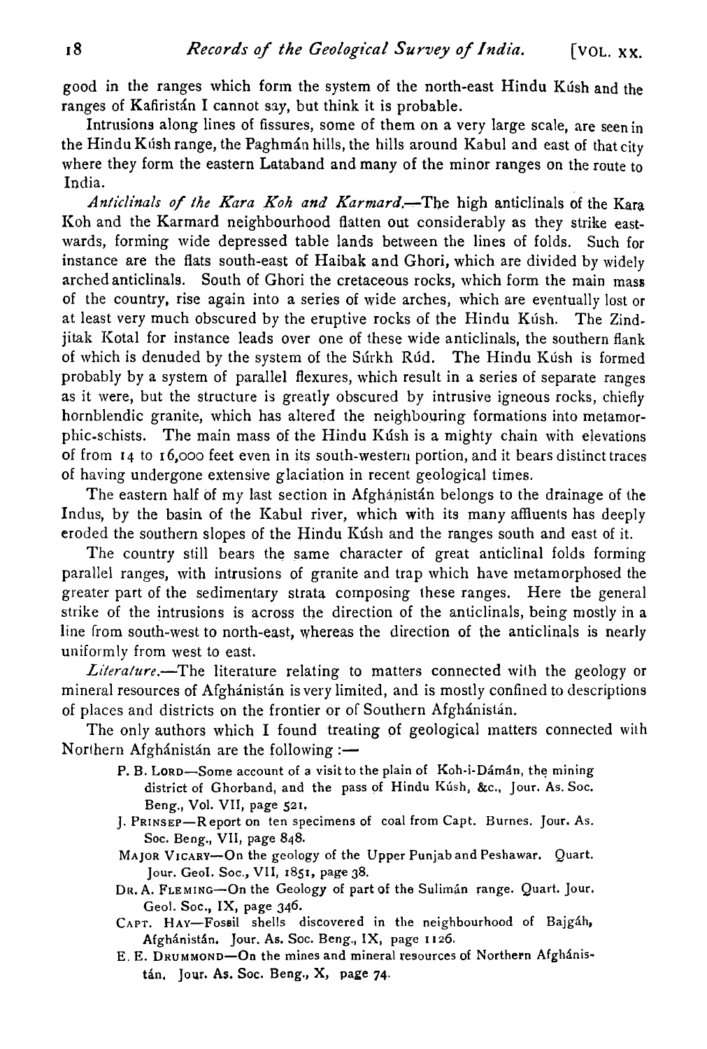good in the ranges which form the system of the north-east Hindu Kúsh and the ranges of Kafiristán I cannot say, but think it is probable.

Intrusions along lines of fissures, some of them on a very large scale, are seen in the Hindu Kúsh range, the Paghmán hills, the hills around Kabul and east of that city where they form the eastern Lataband and many of the minor ranges on the route to India.

*Anticlinals of the Kara Koh and Karmard.*—The high anticlinals of the Kara Koh and the Karmard neighbourhood flatten out considerably as they strike eastwards, forming wide depressed table lands between the lines of folds. Such for instance are the flats south-east of Haibak and Ghori, which are divided by widely arched anticlinals. South of Ghori the cretaceous rocks, which form the main mass of the country, rise again into a series of wide arches, which are eventually lost or at least very much obscured by the eruptive rocks of the Hindu Kúsh. The Zindjitak Kotal for instance leads over one of these wide anticlinals, the southern flank of which is denuded by the system of the Súrkh Rúd. The Hindu Kúsh is formed probably by a system of parallel flexures, which result in a series of separate ranges as it were, but the structure is greatly obscured by intrusive igneous rocks, chiefly hornblendic granite, which has altered the neighbouring formations into metamorphic-schists. The main mass of the Hindu Kúsh is a mighty chain with elevations of from 14 to 16,000 feet even in its south-western portion, and it bears distinct traces of having undergone extensive glaciation in recent geological times.

The eastern half of my last section in Afghánistán belongs to the drainage of the Indus, by the basin of the Kabul river, which with its many affluents has deeply eroded the southern slopes of the Hindu Kúsh and the ranges south and east of it.

The country still bears the same character of great anticlinal folds forming parallel ranges, with intrusions of granite and trap which have metamorphosed the greater part of the sedimentary strata composing these ranges. Here the general strike of the intrusions is across the direction of the anticlinals, being mostly in a line from south-west to north-east, whereas the direction of the anticlinals is nearly uniformly from west to east.

*Literature.*—The literature relating to matters connected with the geology or mineral resources of Afghánistán is very limited, and is mostly confined to descriptions of places and districts on the frontier or of Southern Afghánistán.

The only authors which I found treating of geological matters connected with Northern Afghánistán are the following :—

- P. B. LORD—Some account of a visit to the plain of Koh-i-Dámán, the mining district of Ghorband, and the pass of Hindu Kúsh, &c., Jour. As. Soc. Beng., Vol. VII, page 521.
- J. PRINSEP—Report on ten specimens of coal from Capt. Burnes. Jour. As. Soc. Beng., VII, page 848.
- MAJOR VICARY—On the geology of the Upper Punjab and Peshawar. Quart. Jour. Geol. Soc., VII, 1851, page 38.
- DR. A. FLEMING—On the Geology of part of the Sulimán range. Quart. Jour. Geol. Soc., IX, page 346.
- CAPT. HAY—Fossil shells discovered in the neighbourhood of Bajgáh, Afghánistán. Jour. As. Soc. Beng., IX, page 1126.
- E. E. DRUMMOND—On the mines and mineral resources of Northern Afghánistán. Jour. As. Soc. Beng., X, page 74.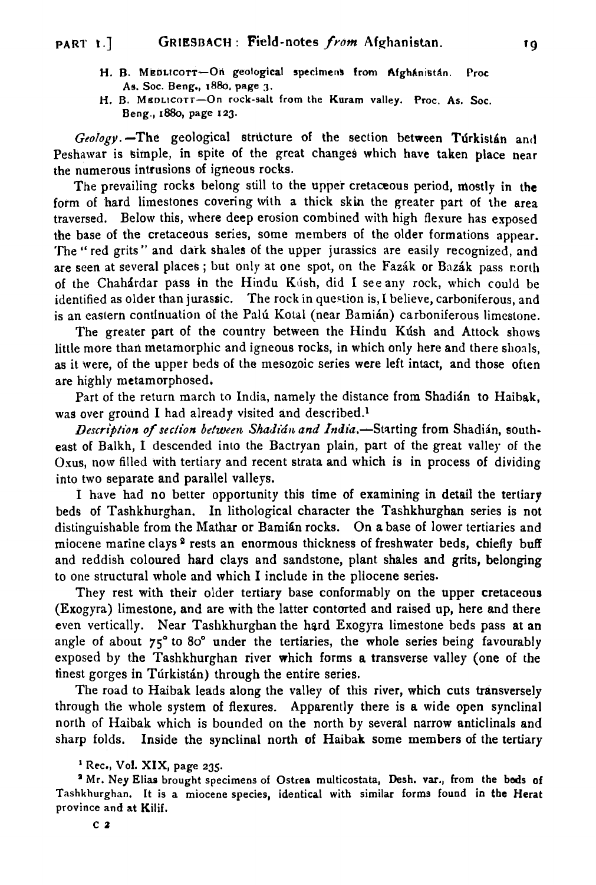H. B. Medlicott—On geological specimens from Afghánistán. Proc As. Soc. Beng., 1880, page 3.

H. B. Medlicott—On rock-salt from the Kuram valley. Proc. As. Soc. Beng., 1880, page 123.

*Geology.*—The geological structure of the section between Túrkistán and Peshawar is simple, in spite of the great changes which have taken place near the numerous intrusions of igneous rocks.

The prevailing rocks belong still to the upper cretaceous period, mostly in the form of hard limestones covering with a thick skin the greater part of the area traversed. Below this, where deep erosion combined with high flexure has exposed the base of the cretaceous series, some members of the older formations appear. The "red grits" and dark shales of the upper jurassics are easily recognized, and are seen at several places; but only at one spot, on the Fazák or Bazák pass north of the Chahárdar pass in the Hindu Kúsh, did I see any rock, which could be identified as older than jurassic. The rock in question is, I believe, carboniferous, and is an eastern continuation of the Palú Kotal (near Bamián) carboniferous limestone.

The greater part of the country between the Hindu Kúsh and Attock shows little more than metamorphic and igneous rocks, in which only here and there shoals, as it were, of the upper beds of the mesozoic series were left intact, and those often are highly metamorphosed.

Part of the return march to India, namely the distance from Shadián to Haibak, was over ground I had already visited and described.[1]

*Description of section between Shadián and India.*—Starting from Shadián, south-east of Balkh, I descended into the Bactryan plain, part of the great valley of the Oxus, now filled with tertiary and recent strata and which is in process of dividing into two separate and parallel valleys.

I have had no better opportunity this time of examining in detail the tertiary beds of Tashkhurghan. In lithological character the Tashkhurghan series is not distinguishable from the Mathar or Bamián rocks. On a base of lower tertiaries and miocene marine clays[2] rests an enormous thickness of freshwater beds, chiefly buff and reddish coloured hard clays and sandstone, plant shales and grits, belonging to one structural whole and which I include in the pliocene series.

They rest with their older tertiary base conformably on the upper cretaceous (Exogyra) limestone, and are with the latter contorted and raised up, here and there even vertically. Near Tashkhurghan the hard Exogyra limestone beds pass at an angle of about 75° to 80° under the tertiaries, the whole series being favourably exposed by the Tashkhurghan river which forms a transverse valley (one of the finest gorges in Túrkistán) through the entire series.

The road to Haibak leads along the valley of this river, which cuts transversely through the whole system of flexures. Apparently there is a wide open synclinal north of Haibak which is bounded on the north by several narrow anticlinals and sharp folds. Inside the synclinal north of Haibak some members of the tertiary

[1] Rec., Vol. XIX, page 235.

[2] Mr. Ney Elias brought specimens of Ostrea multicostata, Desh. var., from the beds of Tashkhurghan. It is a miocene species, identical with similar forms found in the Herat province and at Kilif.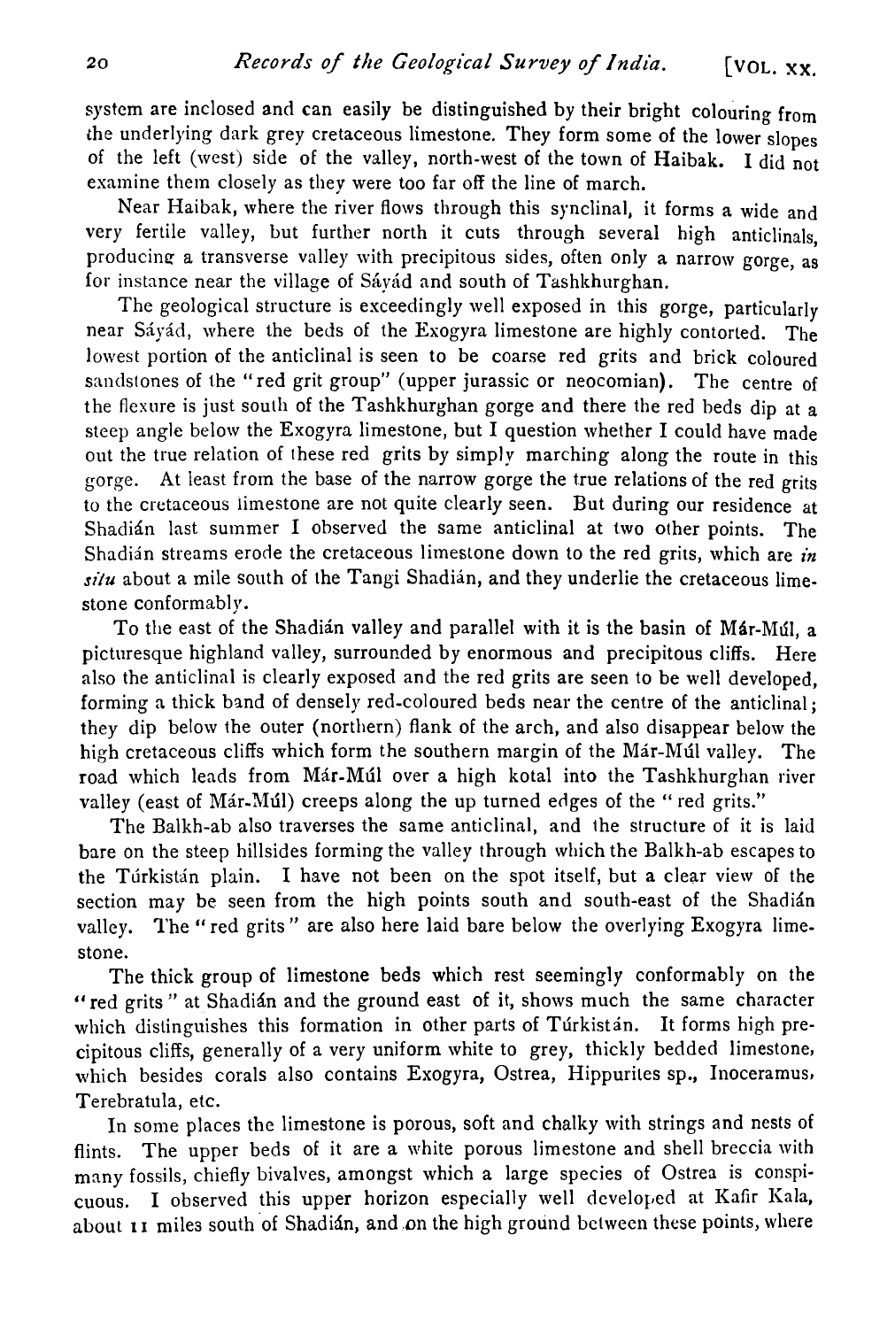system are inclosed and can easily be distinguished by their bright colouring from the underlying dark grey cretaceous limestone. They form some of the lower slopes of the left (west) side of the valley, north-west of the town of Haibak. I did not examine them closely as they were too far off the line of march.

Near Haibak, where the river flows through this synclinal, it forms a wide and very fertile valley, but further north it cuts through several high anticlinals, producing a transverse valley with precipitous sides, often only a narrow gorge, as for instance near the village of Sáyád and south of Tashkhurghan.

The geological structure is exceedingly well exposed in this gorge, particularly near Sáyád, where the beds of the Exogyra limestone are highly contorted. The lowest portion of the anticlinal is seen to be coarse red grits and brick coloured sandstones of the "red grit group" (upper jurassic or neocomian). The centre of the flexure is just south of the Tashkhurghan gorge and there the red beds dip at a steep angle below the Exogyra limestone, but I question whether I could have made out the true relation of these red grits by simply marching along the route in this gorge. At least from the base of the narrow gorge the true relations of the red grits to the cretaceous limestone are not quite clearly seen. But during our residence at Shadián last summer I observed the same anticlinal at two other points. The Shadián streams erode the cretaceous limestone down to the red grits, which are *in situ* about a mile south of the Tangi Shadián, and they underlie the cretaceous limestone conformably.

To the east of the Shadián valley and parallel with it is the basin of Már-Múl, a picturesque highland valley, surrounded by enormous and precipitous cliffs. Here also the anticlinal is clearly exposed and the red grits are seen to be well developed, forming a thick band of densely red-coloured beds near the centre of the anticlinal; they dip below the outer (northern) flank of the arch, and also disappear below the high cretaceous cliffs which form the southern margin of the Már-Múl valley. The road which leads from Már-Múl over a high kotal into the Tashkhurghan river valley (east of Már-Múl) creeps along the up turned edges of the "red grits."

The Balkh-ab also traverses the same anticlinal, and the structure of it is laid bare on the steep hillsides forming the valley through which the Balkh-ab escapes to the Túrkistán plain. I have not been on the spot itself, but a clear view of the section may be seen from the high points south and south-east of the Shadián valley. The "red grits" are also here laid bare below the overlying Exogyra limestone.

The thick group of limestone beds which rest seemingly conformably on the "red grits" at Shadián and the ground east of it, shows much the same character which distinguishes this formation in other parts of Túrkistán. It forms high precipitous cliffs, generally of a very uniform white to grey, thickly bedded limestone, which besides corals also contains Exogyra, Ostrea, Hippurites sp., Inoceramus, Terebratula, etc.

In some places the limestone is porous, soft and chalky with strings and nests of flints. The upper beds of it are a white porous limestone and shell breccia with many fossils, chiefly bivalves, amongst which a large species of Ostrea is conspicuous. I observed this upper horizon especially well developed at Kafir Kala, about 11 miles south of Shadián, and on the high ground between these points, where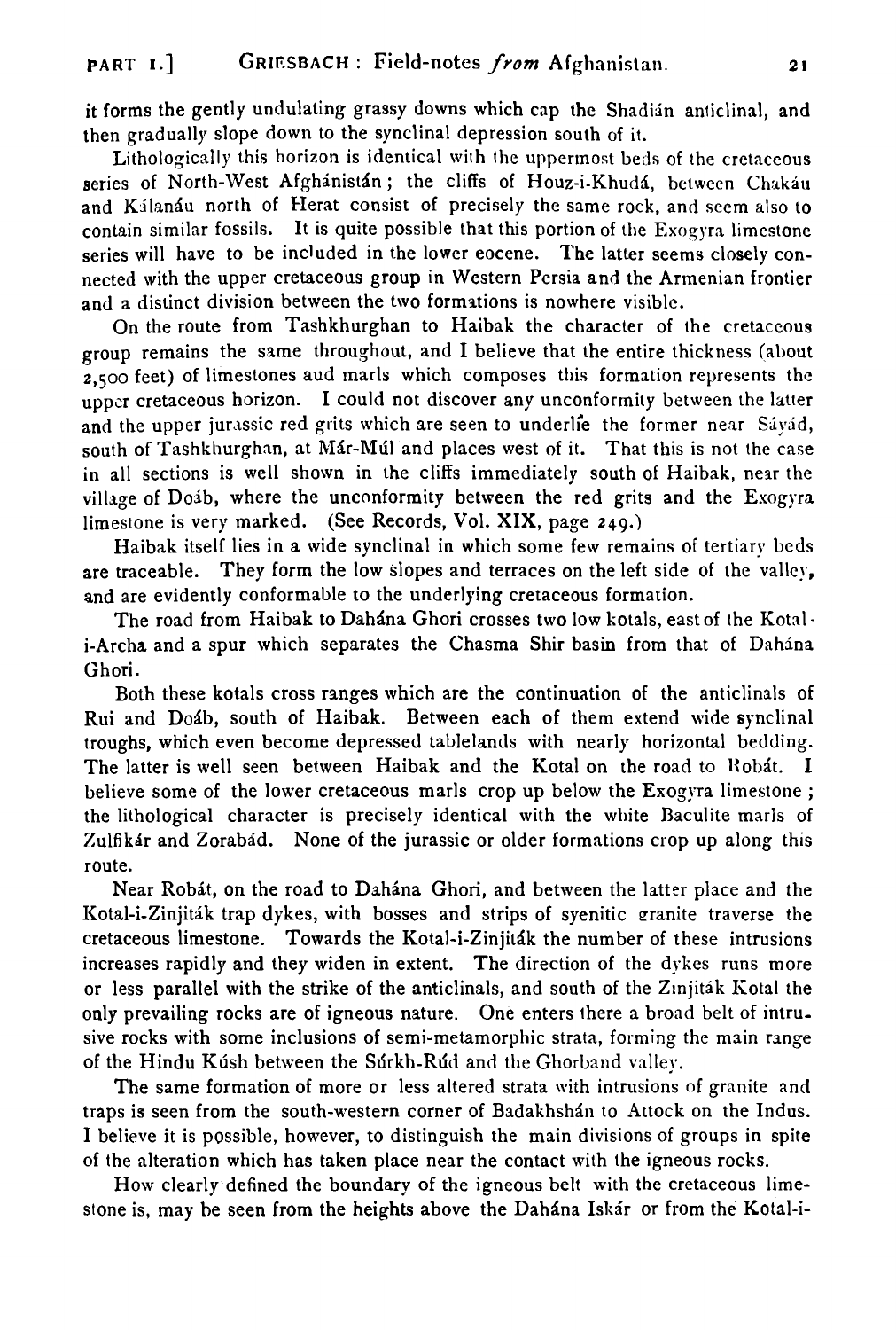it forms the gently undulating grassy downs which cap the Shadián anticlinal, and then gradually slope down to the synclinal depression south of it.

Lithologically this horizon is identical with the uppermost beds of the cretaceous series of North-West Afghánistán; the cliffs of Houz-i-Khudá, between Chakáu and Kálanáu north of Herat consist of precisely the same rock, and seem also to contain similar fossils. It is quite possible that this portion of the Exogyra limestone series will have to be included in the lower eocene. The latter seems closely connected with the upper cretaceous group in Western Persia and the Armenian frontier and a distinct division between the two formations is nowhere visible.

On the route from Tashkhurghan to Haibak the character of the cretaceous group remains the same throughout, and I believe that the entire thickness (about 2,500 feet) of limestones aud marls which composes this formation represents the upper cretaceous horizon. I could not discover any unconformity between the latter and the upper jurassic red grits which are seen to underlie the former near Sáyád, south of Tashkhurghan, at Már-Múl and places west of it. That this is not the case in all sections is well shown in the cliffs immediately south of Haibak, near the village of Doáb, where the unconformity between the red grits and the Exogyra limestone is very marked. (See Records, Vol. XIX, page 249.)

Haibak itself lies in a wide synclinal in which some few remains of tertiary beds are traceable. They form the low slopes and terraces on the left side of the valley, and are evidently conformable to the underlying cretaceous formation.

The road from Haibak to Dahána Ghori crosses two low kotals, east of the Kotal-i-Archa and a spur which separates the Chasma Shir basin from that of Dahána Ghori.

Both these kotals cross ranges which are the continuation of the anticlinals of Rui and Doáb, south of Haibak. Between each of them extend wide synclinal troughs, which even become depressed tablelands with nearly horizontal bedding. The latter is well seen between Haibak and the Kotal on the road to Robát. I believe some of the lower cretaceous marls crop up below the Exogyra limestone; the lithological character is precisely identical with the white Baculite marls of Zulfikár and Zorabád. None of the jurassic or older formations crop up along this route.

Near Robát, on the road to Dahána Ghori, and between the latter place and the Kotal-i-Zinjiták trap dykes, with bosses and strips of syenitic granite traverse the cretaceous limestone. Towards the Kotal-i-Zinjiták the number of these intrusions increases rapidly and they widen in extent. The direction of the dykes runs more or less parallel with the strike of the anticlinals, and south of the Zinjiták Kotal the only prevailing rocks are of igneous nature. One enters there a broad belt of intrusive rocks with some inclusions of semi-metamorphic strata, forming the main range of the Hindu Kúsh between the Súrkh-Rúd and the Ghorband valley.

The same formation of more or less altered strata with intrusions of granite and traps is seen from the south-western corner of Badakhshán to Attock on the Indus. I believe it is possible, however, to distinguish the main divisions of groups in spite of the alteration which has taken place near the contact with the igneous rocks.

How clearly defined the boundary of the igneous belt with the cretaceous limestone is, may be seen from the heights above the Dahána Iskár or from the Kotal-i-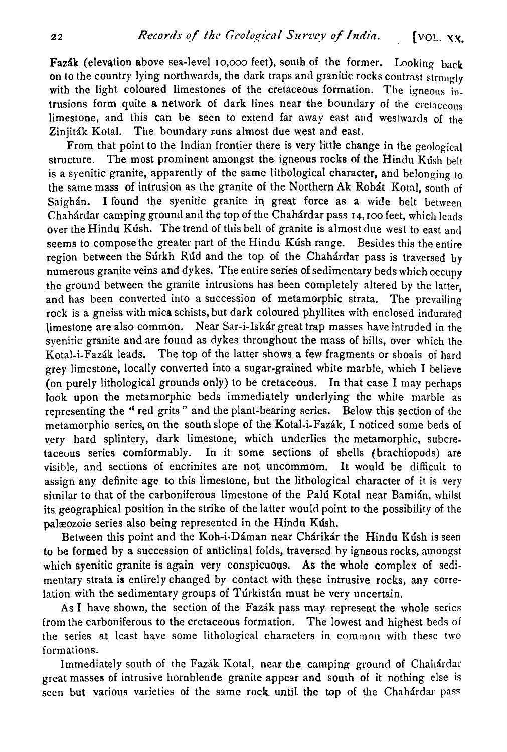Fazák (elevation above sea-level 10,000 feet), south of the former. Looking back on to the country lying northwards, the dark traps and granitic rocks contrast strongly with the light coloured limestones of the cretaceous formation. The igneous intrusions form quite a network of dark lines near the boundary of the cretaceous limestone, and this can be seen to extend far away east and westwards of the Zinjiták Kotal. The boundary runs almost due west and east.

From that point to the Indian frontier there is very little change in the geological structure. The most prominent amongst the igneous rocks of the Hindu Kúsh belt is a syenitic granite, apparently of the same lithological character, and belonging to the same mass of intrusion as the granite of the Northern Ak Robát Kotal, south of Saighán. I found the syenitic granite in great force as a wide belt between Chahárdar camping ground and the top of the Chahárdar pass 14,100 feet, which leads over the Hindu Kúsh. The trend of this belt of granite is almost due west to east and seems to compose the greater part of the Hindu Kúsh range. Besides this the entire region between the Súrkh Rúd and the top of the Chahárdar pass is traversed by numerous granite veins and dykes. The entire series of sedimentary beds which occupy the ground between the granite intrusions has been completely altered by the latter, and has been converted into a succession of metamorphic strata. The prevailing rock is a gneiss with mica schists, but dark coloured phyllites with enclosed indurated limestone are also common. Near Sar-i-Iskár great trap masses have intruded in the syenitic granite and are found as dykes throughout the mass of hills, over which the Kotal-i-Fazák leads. The top of the latter shows a few fragments or shoals of hard grey limestone, locally converted into a sugar-grained white marble, which I believe (on purely lithological grounds only) to be cretaceous. In that case I may perhaps look upon the metamorphic beds immediately underlying the white marble as representing the "red grits" and the plant-bearing series. Below this section of the metamorphic series, on the south slope of the Kotal-i-Fazák, I noticed some beds of very hard splintery, dark limestone, which underlies the metamorphic, subcretaceous series comformably. In it some sections of shells (brachiopods) are visible, and sections of encrinites are not uncommom. It would be difficult to assign any definite age to this limestone, but the lithological character of it is very similar to that of the carboniferous limestone of the Palú Kotal near Bamián, whilst its geographical position in the strike of the latter would point to the possibility of the palæozoic series also being represented in the Hindu Kúsh.

Between this point and the Koh-i-Dáman near Chárikár the Hindu Kúsh is seen to be formed by a succession of anticlinal folds, traversed by igneous rocks, amongst which syenitic granite is again very conspicuous. As the whole complex of sedimentary strata is entirely changed by contact with these intrusive rocks, any correlation with the sedimentary groups of Túrkistán must be very uncertain.

As I have shown, the section of the Fazák pass may represent the whole series from the carboniferous to the cretaceous formation. The lowest and highest beds of the series at least have some lithological characters in common with these two formations.

Immediately south of the Fazák Kotal, near the camping ground of Chahárdar great masses of intrusive hornblende granite appear and south of it nothing else is seen but various varieties of the same rock until the top of the Chahárdar pass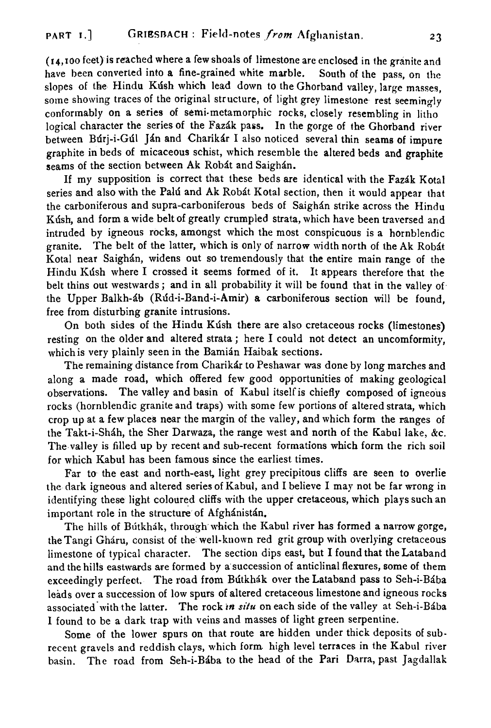(14,100 feet) is reached where a few shoals of limestone are enclosed in the granite and have been converted into a fine-grained white marble. South of the pass, on the slopes of the Hindu Kúsh which lead down to the Ghorband valley, large masses, some showing traces of the original structure, of light grey limestone rest seemingly conformably on a series of semi-metamorphic rocks, closely resembling in litho logical character the series of the Fazák pass. In the gorge of the Ghorband river between Búrj-i-Gúl Ján and Charikár I also noticed several thin seams of impure graphite in beds of micaceous schist, which resemble the altered beds and graphite seams of the section between Ak Robát and Saighán.

If my supposition is correct that these beds are identical with the Fazák Kotal series and also with the Palú and Ak Robát Kotal section, then it would appear that the carboniferous and supra-carboniferous beds of Saighán strike across the Hindu Kúsh, and form a wide belt of greatly crumpled strata, which have been traversed and intruded by igneous rocks, amongst which the most conspicuous is a hornblendic granite. The belt of the latter, which is only of narrow width north of the Ak Robát Kotal near Saighán, widens out so tremendously that the entire main range of the Hindu Kúsh where I crossed it seems formed of it. It appears therefore that the belt thins out westwards; and in all probability it will be found that in the valley of the Upper Balkh-áb (Rúd-i-Band-i-Amir) a carboniferous section will be found, free from disturbing granite intrusions.

On both sides of the Hindu Kúsh there are also cretaceous rocks (limestones) resting on the older and altered strata; here I could not detect an uncomformity, which is very plainly seen in the Bamián Haibak sections.

The remaining distance from Charikár to Peshawar was done by long marches and along a made road, which offered few good opportunities of making geological observations. The valley and basin of Kabul itself is chiefly composed of igneous rocks (hornblendic granite and traps) with some few portions of altered strata, which crop up at a few places near the margin of the valley, and which form the ranges of the Takt-i-Sháh, the Sher Darwaza, the range west and north of the Kabul lake, &c. The valley is filled up by recent and sub-recent formations which form the rich soil for which Kabul has been famous since the earliest times.

Far to the east and north-east, light grey precipitous cliffs are seen to overlie the dark igneous and altered series of Kabul, and I believe I may not be far wrong in identifying these light coloured cliffs with the upper cretaceous, which plays such an important role in the structure of Afghánistán.

The hills of Bútkhák, through which the Kabul river has formed a narrow gorge, the Tangi Gh† ru, consist of the well-known red grit group with overlying cretaceous limestone of typical character. The section dips east, but I found that the Lataband and the hills eastwards are formed by a succession of anticlinal flexures, some of them exceedingly perfect. The road from Bútkhák over the Lataband pass to Seh-i-Bába leads over a succession of low spurs of altered cretaceous limestone and igneous rocks associated with the latter. The rock *in situ* on each side of the valley at Seh-i-Bába I found to be a dark trap with veins and masses of light green serpentine.

Some of the lower spurs on that route are hidden under thick deposits of sub-recent gravels and reddish clays, which form high level terraces in the Kabul river basin. The road from Seh-i-Bába to the head of the Pari Darra, past Jagdallak

(14,100 feet) is reached where a few shoals of limestone are enclosed in the granite and have been converted into a fine-grained white marble. South of the pass, on the slopes of the Hindu Kúsh which lead down to the Ghorband valley, large masses, some showing traces of the original structure, of light grey limestone rest seemingly conformably on a series of semi-metamorphic rocks, closely resembling in litho logical character the series of the Fazák pass. In the gorge of the Ghorband river between Búrj-i-Gúl Ján and Charikár I also noticed several thin seams of impure graphite in beds of micaceous schist, which resemble the altered beds and graphite seams of the section between Ak Robát and Saighán.

If my supposition is correct that these beds are identical with the Fazák Kotal series and also with the Palú and Ak Robát Kotal section, then it would appear that the carboniferous and supra-carboniferous beds of Saighán strike across the Hindu Kúsh, and form a wide belt of greatly crumpled strata, which have been traversed and intruded by igneous rocks, amongst which the most conspicuous is a hornblendic granite. The belt of the latter, which is only of narrow width north of the Ak Robát Kotal near Saighán, widens out so tremendously that the entire main range of the Hindu Kúsh where I crossed it seems formed of it. It appears therefore that the belt thins out westwards; and in all probability it will be found that in the valley of the Upper Balkh-áb (Rúd-i-Band-i-Amir) a carboniferous section will be found, free from disturbing granite intrusions.

On both sides of the Hindu Kúsh there are also cretaceous rocks (limestones) resting on the older and altered strata; here I could not detect an uncomformity, which is very plainly seen in the Bamián Haibak sections.

The remaining distance from Charikár to Peshawar was done by long marches and along a made road, which offered few good opportunities of making geological observations. The valley and basin of Kabul itself is chiefly composed of igneous rocks (hornblendic granite and traps) with some few portions of altered strata, which crop up at a few places near the margin of the valley, and which form the ranges of the Takt-i-Sháh, the Sher Darwaza, the range west and north of the Kabul lake, &c. The valley is filled up by recent and sub-recent formations which form the rich soil for which Kabul has been famous since the earliest times.

Far to the east and north-east, light grey precipitous cliffs are seen to overlie the dark igneous and altered series of Kabul, and I believe I may not be far wrong in identifying these light coloured cliffs with the upper cretaceous, which plays such an important role in the structure of Afghánistán.

The hills of Bútkhák, through which the Kabul river has formed a narrow gorge, the Tangi Gháru, consist of the well-known red grit group with overlying cretaceous limestone of typical character. The section dips east, but I found that the Lataband and the hills eastwards are formed by a succession of anticlinal flexures, some of them exceedingly perfect. The road from Bútkhák over the Lataband pass to Seh-i-Bába leads over a succession of low spurs of altered cretaceous limestone and igneous rocks associated with the latter. The rock *in situ* on each side of the valley at Seh-i-Bába I found to be a dark trap with veins and masses of light green serpentine.

Some of the lower spurs on that route are hidden under thick deposits of sub-recent gravels and reddish clays, which form high level terraces in the Kabul river basin. The road from Seh-i-Bába to the head of the Pari Darra, past Jagdallak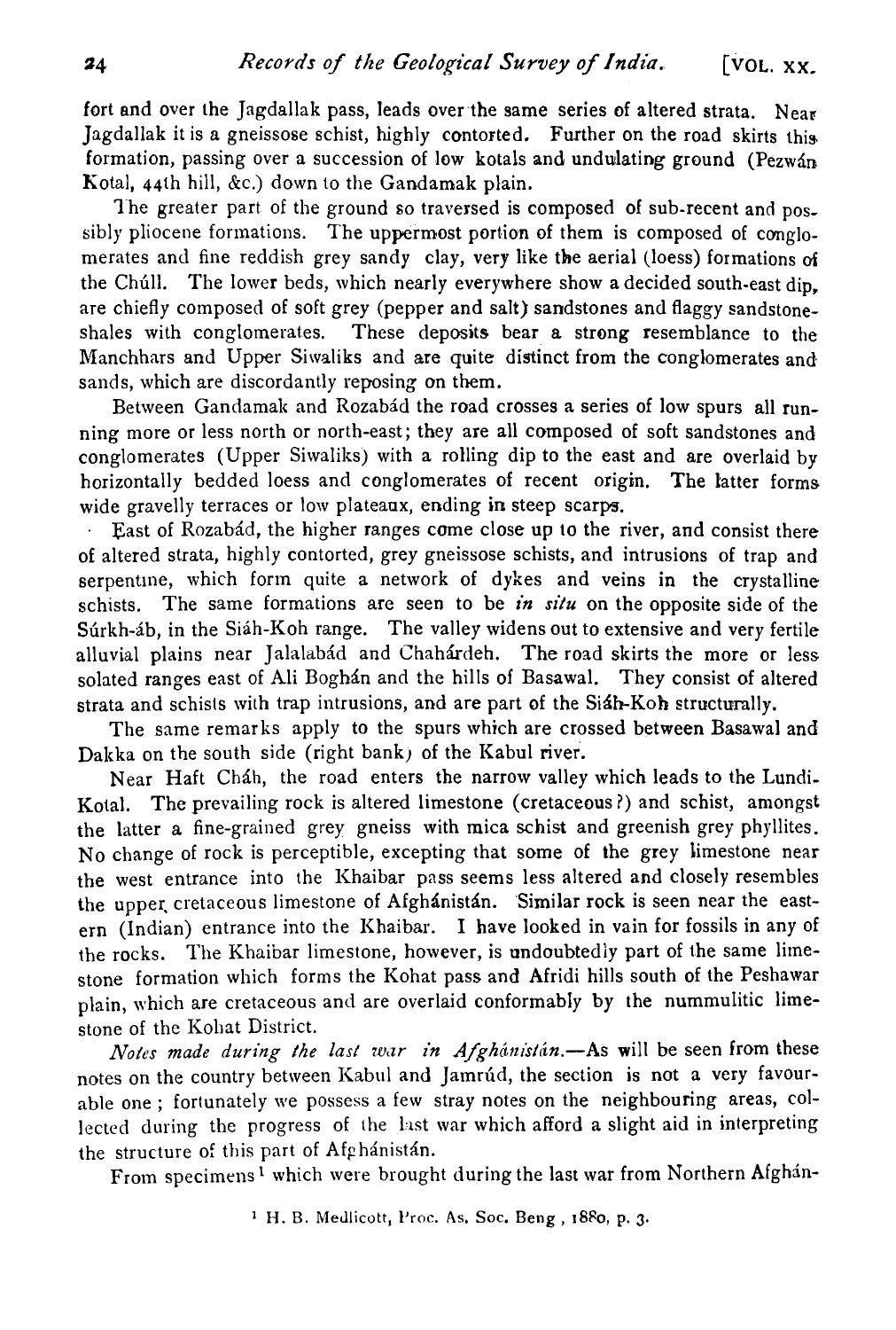fort and over the Jagdallak pass, leads over the same series of altered strata. Near Jagdallak it is a gneissose schist, highly contorted. Further on the road skirts this formation, passing over a succession of low kotals and undulating ground (Pezwán Kotal, 44th hill, &c.) down to the Gandamak plain.

The greater part of the ground so traversed is composed of sub-recent and possibly pliocene formations. The uppermost portion of them is composed of conglomerates and fine reddish grey sandy clay, very like the aerial (loess) formations of the Chúll. The lower beds, which nearly everywhere show a decided south-east dip, are chiefly composed of soft grey (pepper and salt) sandstones and flaggy sandstone-shales with conglomerates. These deposits bear a strong resemblance to the Manchhars and Upper Siwaliks and are quite distinct from the conglomerates and sands, which are discordantly reposing on them.

Between Gandamak and Rozabád the road crosses a series of low spurs all running more or less north or north-east; they are all composed of soft sandstones and conglomerates (Upper Siwaliks) with a rolling dip to the east and are overlaid by horizontally bedded loess and conglomerates of recent origin. The latter forms wide gravelly terraces or low plateaux, ending in steep scarps.

East of Rozabád, the higher ranges come close up to the river, and consist there of altered strata, highly contorted, grey gneissose schists, and intrusions of trap and serpentine, which form quite a network of dykes and veins in the crystalline schists. The same formations are seen to be *in situ* on the opposite side of the Súrkh-áb, in the Siáh-Koh range. The valley widens out to extensive and very fertile alluvial plains near Jalalabád and Chahárdeh. The road skirts the more or less solated ranges east of Ali Boghán and the hills of Basawal. They consist of altered strata and schists with trap intrusions, and are part of the Siáh-Koh structurally.

The same remarks apply to the spurs which are crossed between Basawal and Dakka on the south side (right bank) of the Kabul river.

Near Haft Cháh, the road enters the narrow valley which leads to the Lundi-Kotal. The prevailing rock is altered limestone (cretaceous?) and schist, amongst the latter a fine-grained grey gneiss with mica schist and greenish grey phyllites. No change of rock is perceptible, excepting that some of the grey limestone near the west entrance into the Khaibar pass seems less altered and closely resembles the upper cretaceous limestone of Afghánistán. Similar rock is seen near the eastern (Indian) entrance into the Khaibar. I have looked in vain for fossils in any of the rocks. The Khaibar limestone, however, is undoubtedly part of the same limestone formation which forms the Kohat pass and Afridi hills south of the Peshawar plain, which are cretaceous and are overlaid conformably by the nummulitic limestone of the Kohat District.

*Notes made during the last war in Afghánistán.*—As will be seen from these notes on the country between Kabul and Jamrúd, the section is not a very favourable one; fortunately we possess a few stray notes on the neighbouring areas, collected during the progress of the last war which afford a slight aid in interpreting the structure of this part of Afghánistán.

From specimens[1] which were brought during the last war from Northern Afghán-

[1] H. B. Medlicott, Proc. As. Soc. Beng., 1880, p. 3.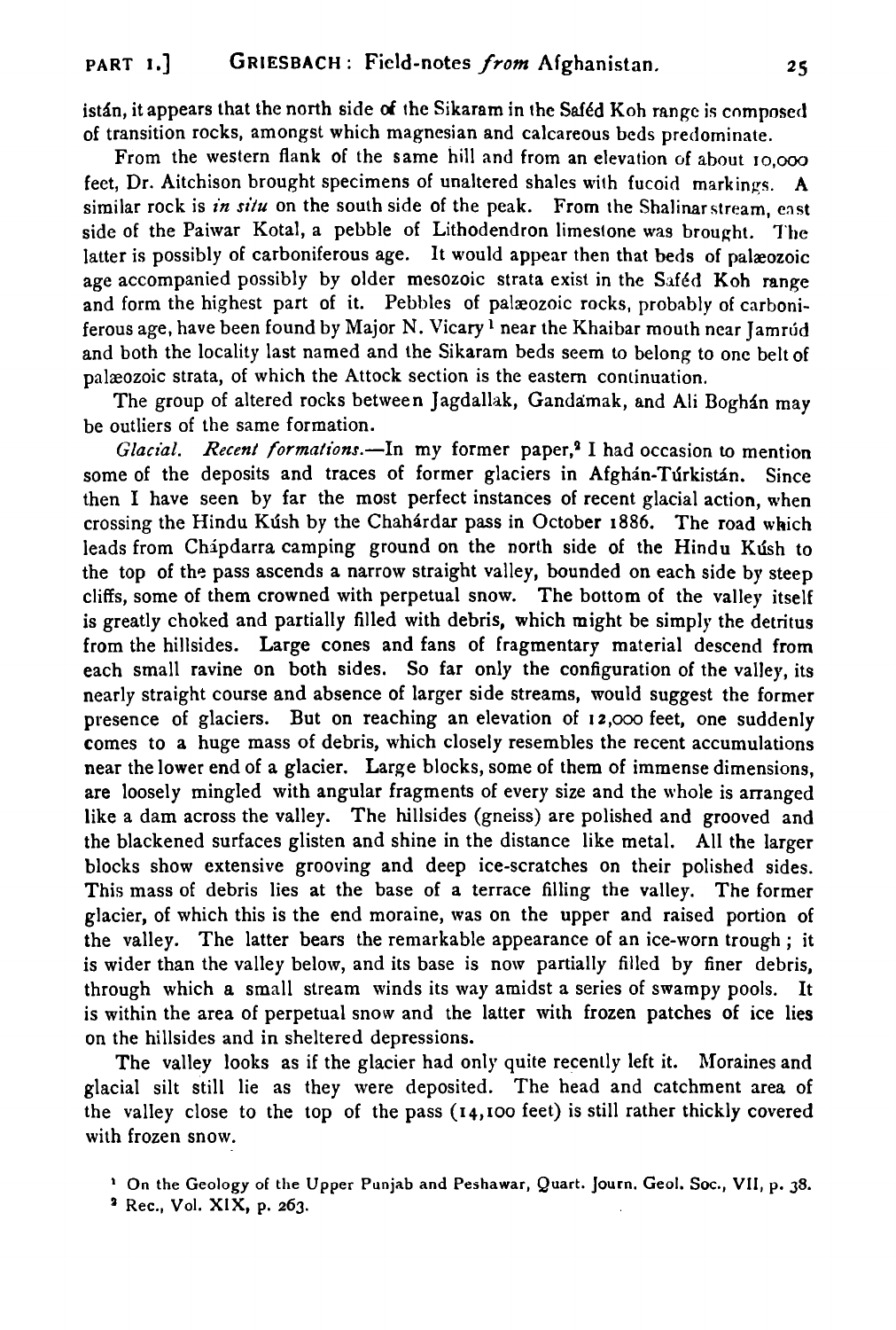istán, it appears that the north side of the Sikaram in the Saféd Koh range is composed of transition rocks, amongst which magnesian and calcareous beds predominate.

From the western flank of the same hill and from an elevation of about 10,000 feet, Dr. Aitchison brought specimens of unaltered shales with fucoid markings. A similar rock is *in situ* on the south side of the peak. From the Shalinar stream, east side of the Paiwar Kotal, a pebble of Lithodendron limestone was brought. The latter is possibly of carboniferous age. It would appear then that beds of palæozoic age accompanied possibly by older mesozoic strata exist in the Saféd Koh range and form the highest part of it. Pebbles of palæozoic rocks, probably of carboniferous age, have been found by Major N. Vicary [1] near the Khaibar mouth near Jamrúd and both the locality last named and the Sikaram beds seem to belong to one belt of palæozoic strata, of which the Attock section is the eastern continuation.

The group of altered rocks between Jagdallak, Gandamak, and Ali Boghán may be outliers of the same formation.

*Glacial. Recent formations.*—In my former paper,[2] I had occasion to mention some of the deposits and traces of former glaciers in Afghán-Túrkistán. Since then I have seen by far the most perfect instances of recent glacial action, when crossing the Hindu Kúsh by the Chahárdar pass in October 1886. The road which leads from Chápdarra camping ground on the north side of the Hindu Kúsh to the top of the pass ascends a narrow straight valley, bounded on each side by steep cliffs, some of them crowned with perpetual snow. The bottom of the valley itself is greatly choked and partially filled with debris, which might be simply the detritus from the hillsides. Large cones and fans of fragmentary material descend from each small ravine on both sides. So far only the configuration of the valley, its nearly straight course and absence of larger side streams, would suggest the former presence of glaciers. But on reaching an elevation of 12,000 feet, one suddenly comes to a huge mass of debris, which closely resembles the recent accumulations near the lower end of a glacier. Large blocks, some of them of immense dimensions, are loosely mingled with angular fragments of every size and the whole is arranged like a dam across the valley. The hillsides (gneiss) are polished and grooved and the blackened surfaces glisten and shine in the distance like metal. All the larger blocks show extensive grooving and deep ice-scratches on their polished sides. This mass of debris lies at the base of a terrace filling the valley. The former glacier, of which this is the end moraine, was on the upper and raised portion of the valley. The latter bears the remarkable appearance of an ice-worn trough; it is wider than the valley below, and its base is now partially filled by finer debris, through which a small stream winds its way amidst a series of swampy pools. It is within the area of perpetual snow and the latter with frozen patches of ice lies on the hillsides and in sheltered depressions.

The valley looks as if the glacier had only quite recently left it. Moraines and glacial silt still lie as they were deposited. The head and catchment area of the valley close to the top of the pass (14,100 feet) is still rather thickly covered with frozen snow.

[1] On the Geology of the Upper Punjab and Peshawar, Quart. Journ. Geol. Soc., VII, p. 38.

[2] Rec., Vol. XIX, p. 263.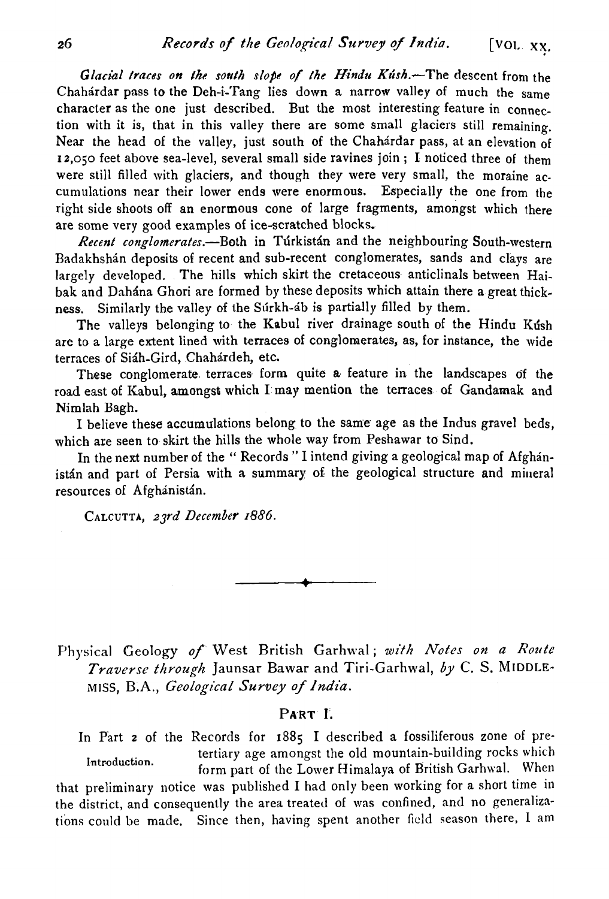*Glacial traces on the south slope of the Hindu Kúsh.*—The descent from the Chahárdar pass to the Deh-i-Tang lies down a narrow valley of much the same character as the one just described. But the most interesting feature in connection with it is, that in this valley there are some small glaciers still remaining. Near the head of the valley, just south of the Chahárdar pass, at an elevation of 12,050 feet above sea-level, several small side ravines join; I noticed three of them were still filled with glaciers, and though they were very small, the moraine accumulations near their lower ends were enormous. Especially the one from the right side shoots off an enormous cone of large fragments, amongst which there are some very good examples of ice-scratched blocks.

*Recent conglomerates.*—Both in Túrkistán and the neighbouring South-western Badakhshán deposits of recent and sub-recent conglomerates, sands and clays are largely developed. The hills which skirt the cretaceous anticlinals between Haibak and Dahána Ghori are formed by these deposits which attain there a great thickness. Similarly the valley of the Súrkh-áb is partially filled by them.

The valleys belonging to the Kabul river drainage south of the Hindu Kúsh are to a large extent lined with terraces of conglomerates, as, for instance, the wide terraces of Siáh-Gird, Chahárdeh, etc.

These conglomerate terraces form quite a feature in the landscapes of the road east of Kabul, amongst which I may mention the terraces of Gandamak and Nimlah Bagh.

I believe these accumulations belong to the same age as the Indus gravel beds, which are seen to skirt the hills the whole way from Peshawar to Sind.

In the next number of the "Records" I intend giving a geological map of Afghánistán and part of Persia with a summary of the geological structure and mineral resources of Afghánistán.

CALCUTTA, *23rd December 1886.*

---

## Physical Geology *of* West British Garhwal; *with Notes on a Route Traverse through* Jaunsar Bawar and Tiri-Garhwal, *by* C. S. MIDDLEMISS, B.A., *Geological Survey of India.*

### PART I.

Introduction.

In Part 2 of the Records for 1885 I described a fossiliferous zone of pre-tertiary age amongst the old mountain-building rocks which form part of the Lower Himalaya of British Garhwal. When that preliminary notice was published I had only been working for a short time in the district, and consequently the area treated of was confined, and no generalizations could be made. Since then, having spent another field season there, I am